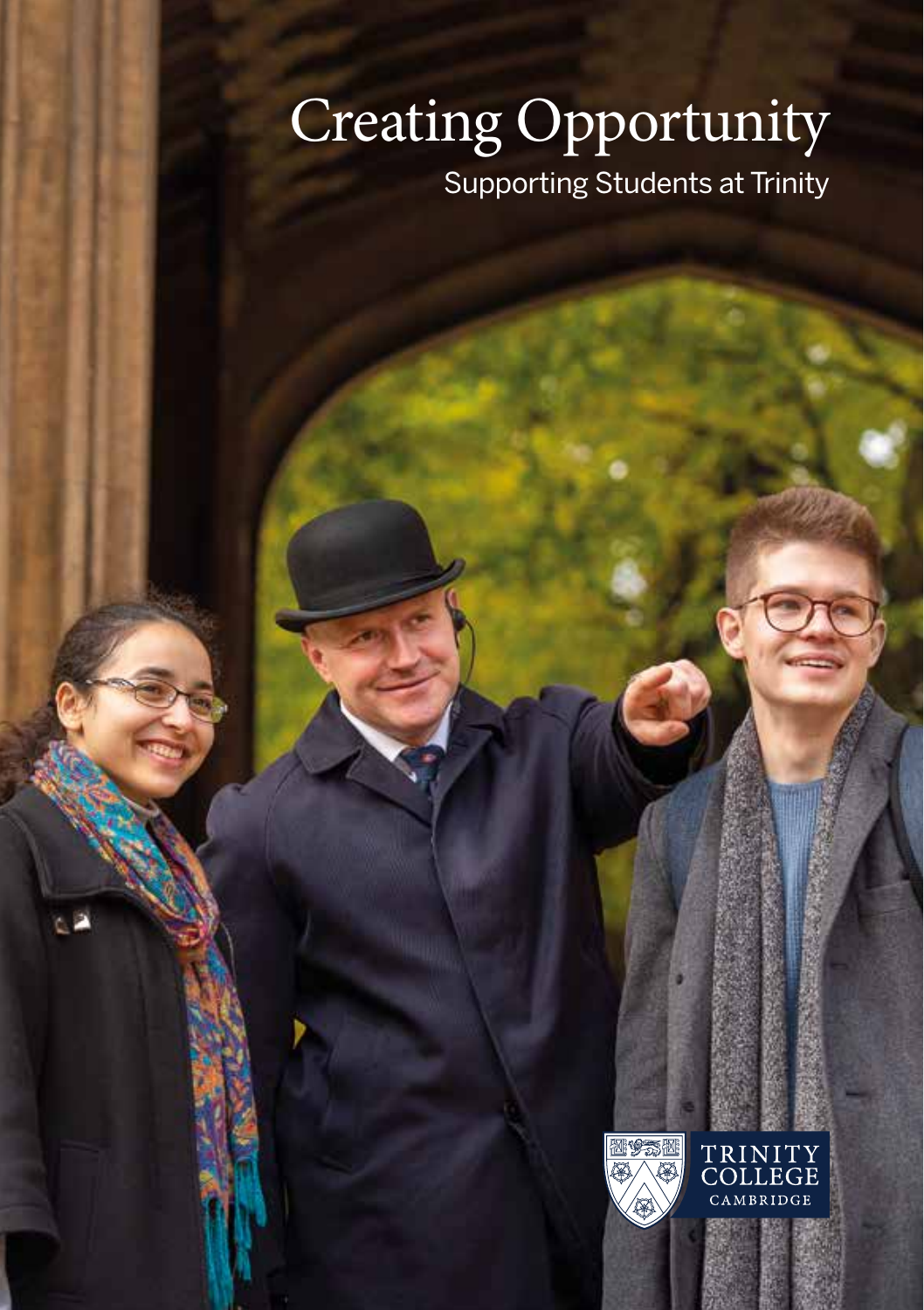# Creating Opportunity

Supporting Students at Trinity

TRINITY COLLEGE CAMBRIDGE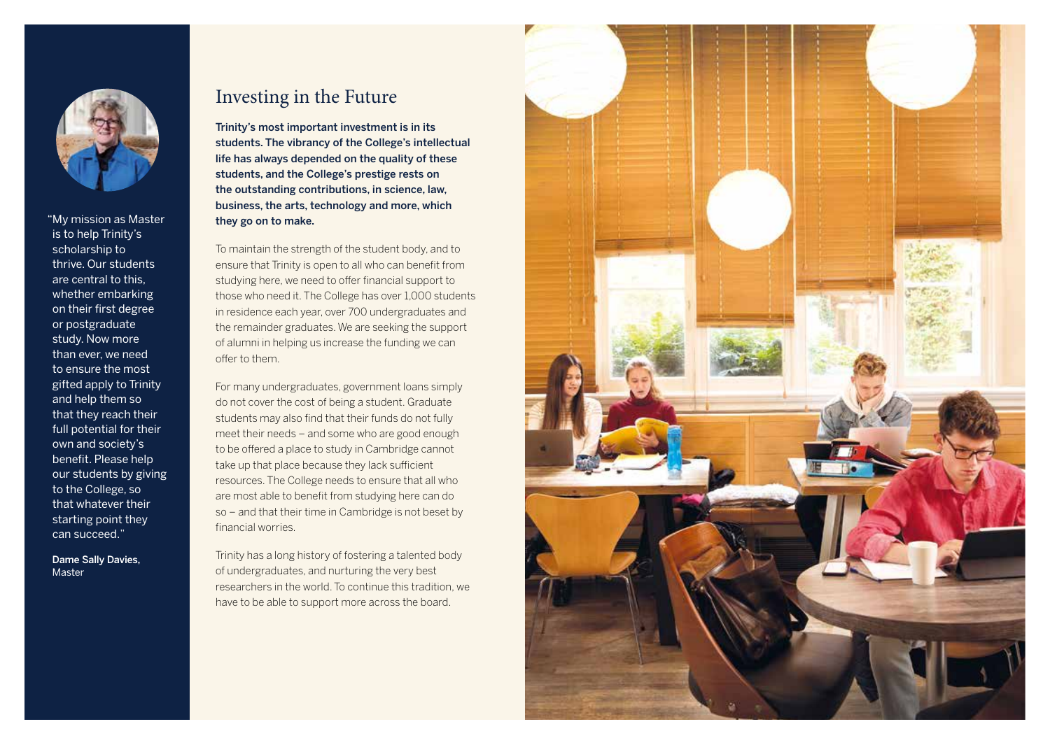# Investing in the Future

**Trinity's most important investment is in its students. The vibrancy of the College's intellectual life has always depended on the quality of these students, and the College's prestige rests on the outstanding contributions, in science, law, business, the arts, technology and more, which they go on to make.**

To maintain the strength of the student body, and to ensure that Trinity is open to all who can benefit from studying here, we need to offer financial support to those who need it. The College has over 1,000 students in residence each year, over 700 undergraduates and the remainder graduates. We are seeking the support of alumni in helping us increase the funding we can offer to them.

For many undergraduates, government loans simply do not cover the cost of being a student. Graduate students may also find that their funds do not fully meet their needs – and some who are good enough to be offered a place to study in Cambridge cannot take up that place because they lack sufficient resources. The College needs to ensure that all who are most able to benefit from studying here can do so – and that their time in Cambridge is not beset by financial worries.

Trinity has a long history of fostering a talented body of undergraduates, and nurturing the very best researchers in the world. To continue this tradition, we have to be able to support more across the board.

"My mission as Master is to help Trinity's scholarship to thrive. Our students are central to this, whether embarking on their first degree or postgraduate study. Now more than ever, we need to ensure the most gifted apply to Trinity and help them so that they reach their full potential for their own and society's benefit. Please help our students by giving to the College, so that whatever their starting point they can succeed."

**Dame Sally Davies,**
Master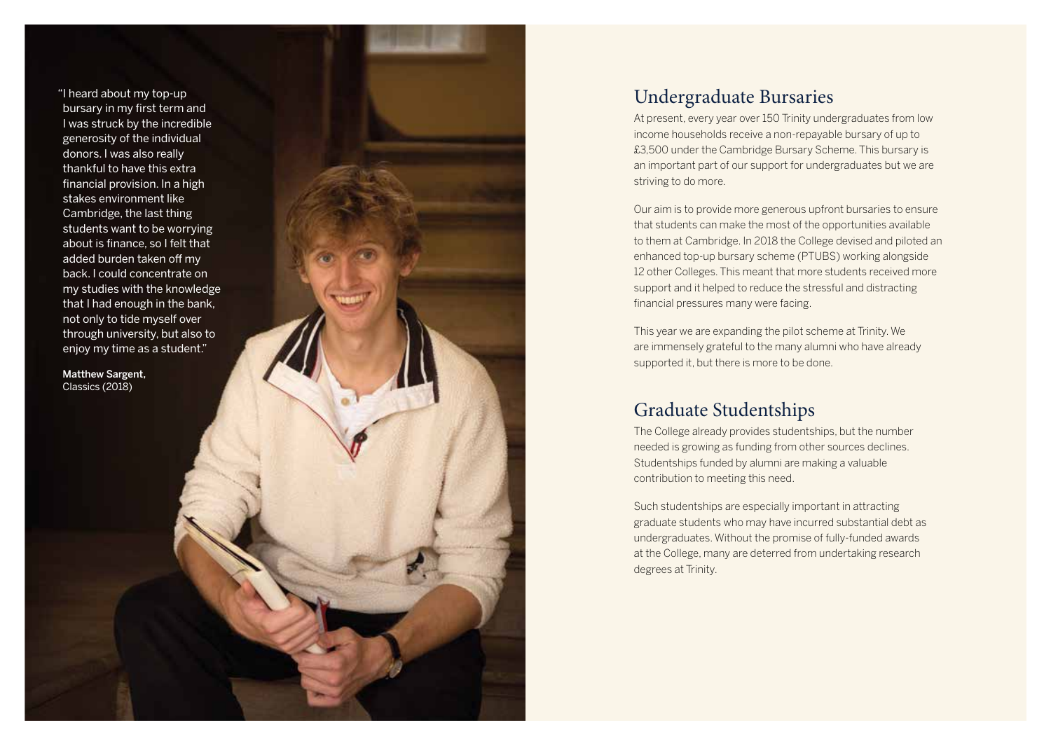"I heard about my top-up bursary in my first term and I was struck by the incredible generosity of the individual donors. I was also really thankful to have this extra financial provision. In a high stakes environment like Cambridge, the last thing students want to be worrying about is finance, so I felt that added burden taken off my back. I could concentrate on my studies with the knowledge that I had enough in the bank, not only to tide myself over through university, but also to enjoy my time as a student."

**Matthew Sargent,**
Classics (2018)

## Undergraduate Bursaries

At present, every year over 150 Trinity undergraduates from low income households receive a non-repayable bursary of up to £3,500 under the Cambridge Bursary Scheme. This bursary is an important part of our support for undergraduates but we are striving to do more.

Our aim is to provide more generous upfront bursaries to ensure that students can make the most of the opportunities available to them at Cambridge. In 2018 the College devised and piloted an enhanced top-up bursary scheme (PTUBS) working alongside 12 other Colleges. This meant that more students received more support and it helped to reduce the stressful and distracting financial pressures many were facing.

This year we are expanding the pilot scheme at Trinity. We are immensely grateful to the many alumni who have already supported it, but there is more to be done.

## Graduate Studentships

The College already provides studentships, but the number needed is growing as funding from other sources declines. Studentships funded by alumni are making a valuable contribution to meeting this need.

Such studentships are especially important in attracting graduate students who may have incurred substantial debt as undergraduates. Without the promise of fully-funded awards at the College, many are deterred from undertaking research degrees at Trinity.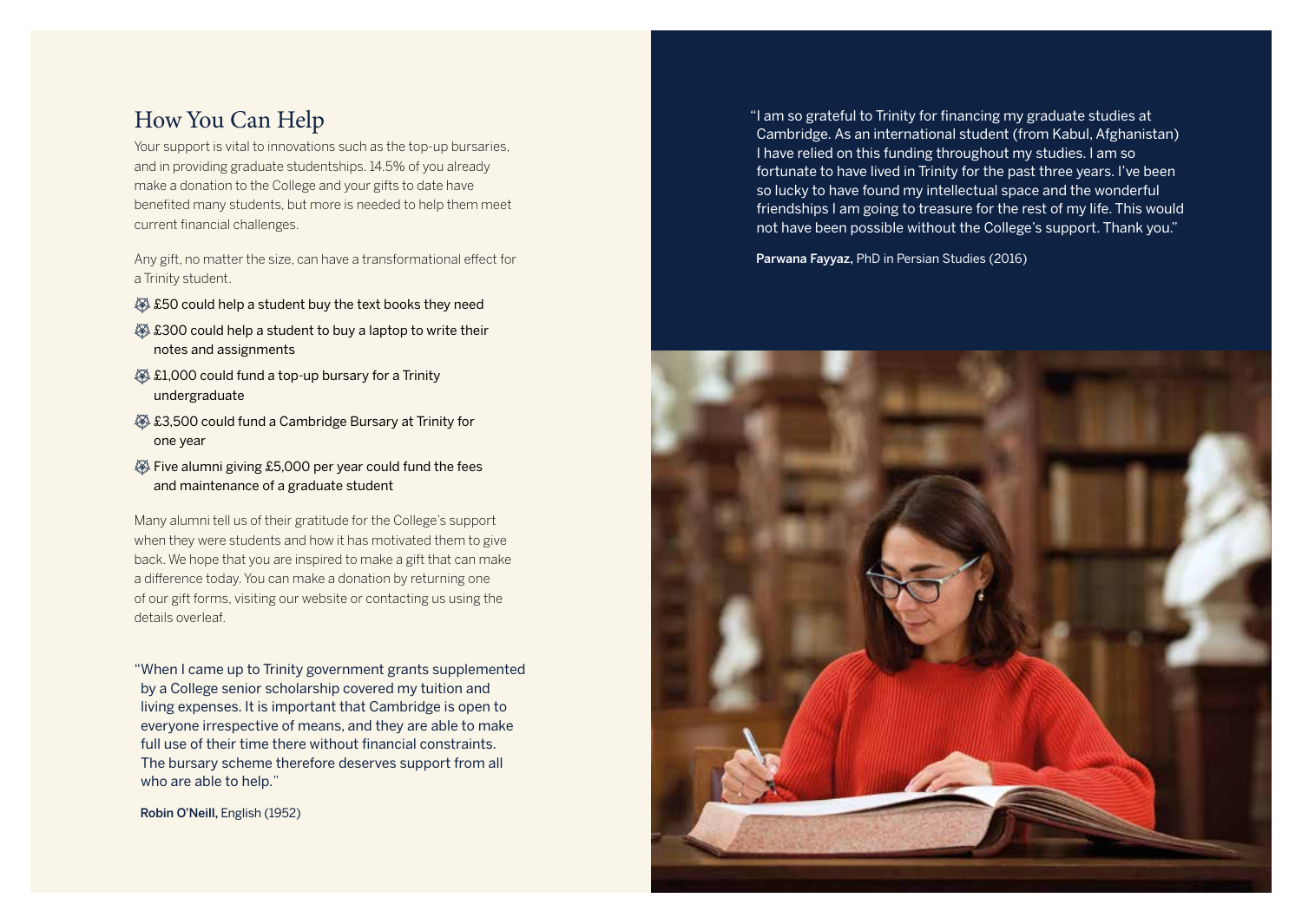## How You Can Help

Your support is vital to innovations such as the top-up bursaries, and in providing graduate studentships. 14.5% of you already make a donation to the College and your gifts to date have benefited many students, but more is needed to help them meet current financial challenges.

Any gift, no matter the size, can have a transformational effect for a Trinity student.

- £50 could help a student buy the text books they need
- £300 could help a student to buy a laptop to write their notes and assignments
- £1,000 could fund a top-up bursary for a Trinity undergraduate
- £3,500 could fund a Cambridge Bursary at Trinity for one year
- Five alumni giving £5,000 per year could fund the fees and maintenance of a graduate student

Many alumni tell us of their gratitude for the College's support when they were students and how it has motivated them to give back. We hope that you are inspired to make a gift that can make a difference today. You can make a donation by returning one of our gift forms, visiting our website or contacting us using the details overleaf.

"When I came up to Trinity government grants supplemented by a College senior scholarship covered my tuition and living expenses. It is important that Cambridge is open to everyone irrespective of means, and they are able to make full use of their time there without financial constraints. The bursary scheme therefore deserves support from all who are able to help."

**Robin O'Neill,** English (1952)

"I am so grateful to Trinity for financing my graduate studies at Cambridge. As an international student (from Kabul, Afghanistan) I have relied on this funding throughout my studies. I am so fortunate to have lived in Trinity for the past three years. I've been so lucky to have found my intellectual space and the wonderful friendships I am going to treasure for the rest of my life. This would not have been possible without the College's support. Thank you."

**Parwana Fayyaz,** PhD in Persian Studies (2016)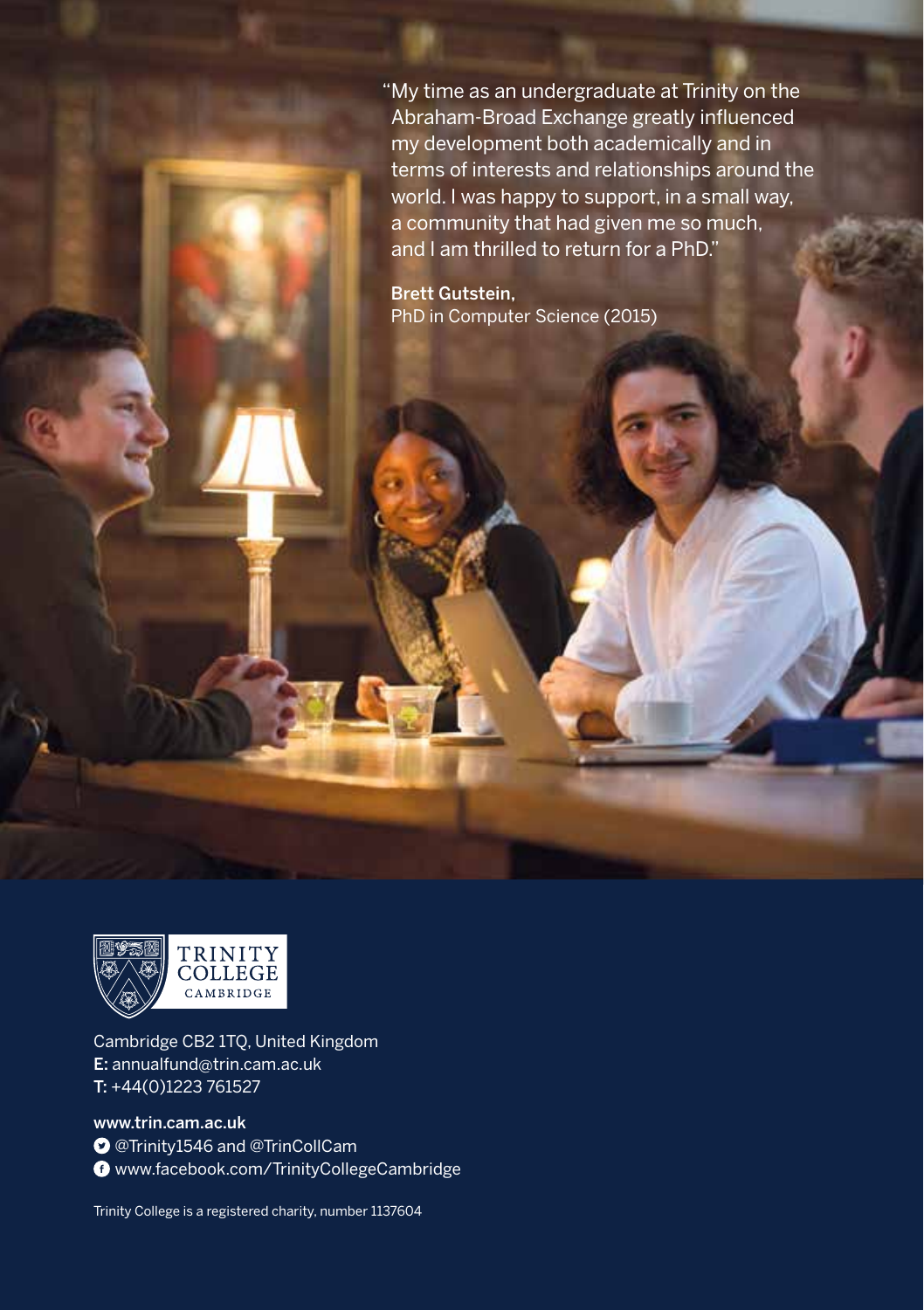"My time as an undergraduate at Trinity on the Abraham-Broad Exchange greatly influenced my development both academically and in terms of interests and relationships around the world. I was happy to support, in a small way, a community that had given me so much, and I am thrilled to return for a PhD."

**Brett Gutstein,**
PhD in Computer Science (2015)

TRINITY COLLEGE CAMBRIDGE

Cambridge CB2 1TQ, United Kingdom
**E:** annualfund@trin.cam.ac.uk
**T:** +44(0)1223 761527

**www.trin.cam.ac.uk**
@Trinity1546 and @TrinCollCam
www.facebook.com/TrinityCollegeCambridge

Trinity College is a registered charity, number 1137604